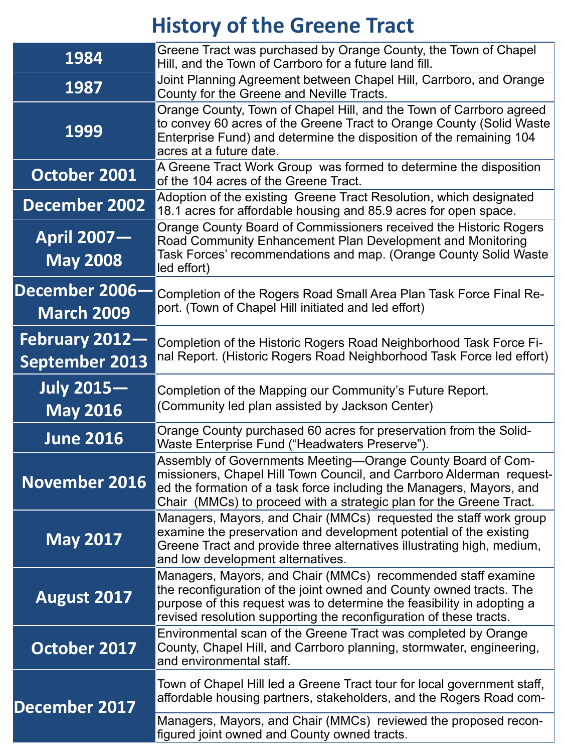# History of the Greene Tract

| Date | Event |
|---|---|
| 1984 | Greene Tract was purchased by Orange County, the Town of Chapel Hill, and the Town of Carrboro for a future land fill. |
| 1987 | Joint Planning Agreement between Chapel Hill, Carrboro, and Orange County for the Greene and Neville Tracts. |
| 1999 | Orange County, Town of Chapel Hill, and the Town of Carrboro agreed to convey 60 acres of the Greene Tract to Orange County (Solid Waste Enterprise Fund) and determine the disposition of the remaining 104 acres at a future date. |
| October 2001 | A Greene Tract Work Group was formed to determine the disposition of the 104 acres of the Greene Tract. |
| December 2002 | Adoption of the existing Greene Tract Resolution, which designated 18.1 acres for affordable housing and 85.9 acres for open space. |
| April 2007—May 2008 | Orange County Board of Commissioners received the Historic Rogers Road Community Enhancement Plan Development and Monitoring Task Forces' recommendations and map. (Orange County Solid Waste led effort) |
| December 2006—March 2009 | Completion of the Rogers Road Small Area Plan Task Force Final Report. (Town of Chapel Hill initiated and led effort) |
| February 2012—September 2013 | Completion of the Historic Rogers Road Neighborhood Task Force Final Report. (Historic Rogers Road Neighborhood Task Force led effort) |
| July 2015—May 2016 | Completion of the Mapping our Community's Future Report. (Community led plan assisted by Jackson Center) |
| June 2016 | Orange County purchased 60 acres for preservation from the Solid-Waste Enterprise Fund ("Headwaters Preserve"). |
| November 2016 | Assembly of Governments Meeting—Orange County Board of Commissioners, Chapel Hill Town Council, and Carrboro Alderman requested the formation of a task force including the Managers, Mayors, and Chair (MMCs) to proceed with a strategic plan for the Greene Tract. |
| May 2017 | Managers, Mayors, and Chair (MMCs) requested the staff work group examine the preservation and development potential of the existing Greene Tract and provide three alternatives illustrating high, medium, and low development alternatives. |
| August 2017 | Managers, Mayors, and Chair (MMCs) recommended staff examine the reconfiguration of the joint owned and County owned tracts. The purpose of this request was to determine the feasibility in adopting a revised resolution supporting the reconfiguration of these tracts. |
| October 2017 | Environmental scan of the Greene Tract was completed by Orange County, Chapel Hill, and Carrboro planning, stormwater, engineering, and environmental staff. |
| December 2017 | Town of Chapel Hill led a Greene Tract tour for local government staff, affordable housing partners, stakeholders, and the Rogers Road com- |
| | Managers, Mayors, and Chair (MMCs) reviewed the proposed reconfigured joint owned and County owned tracts. |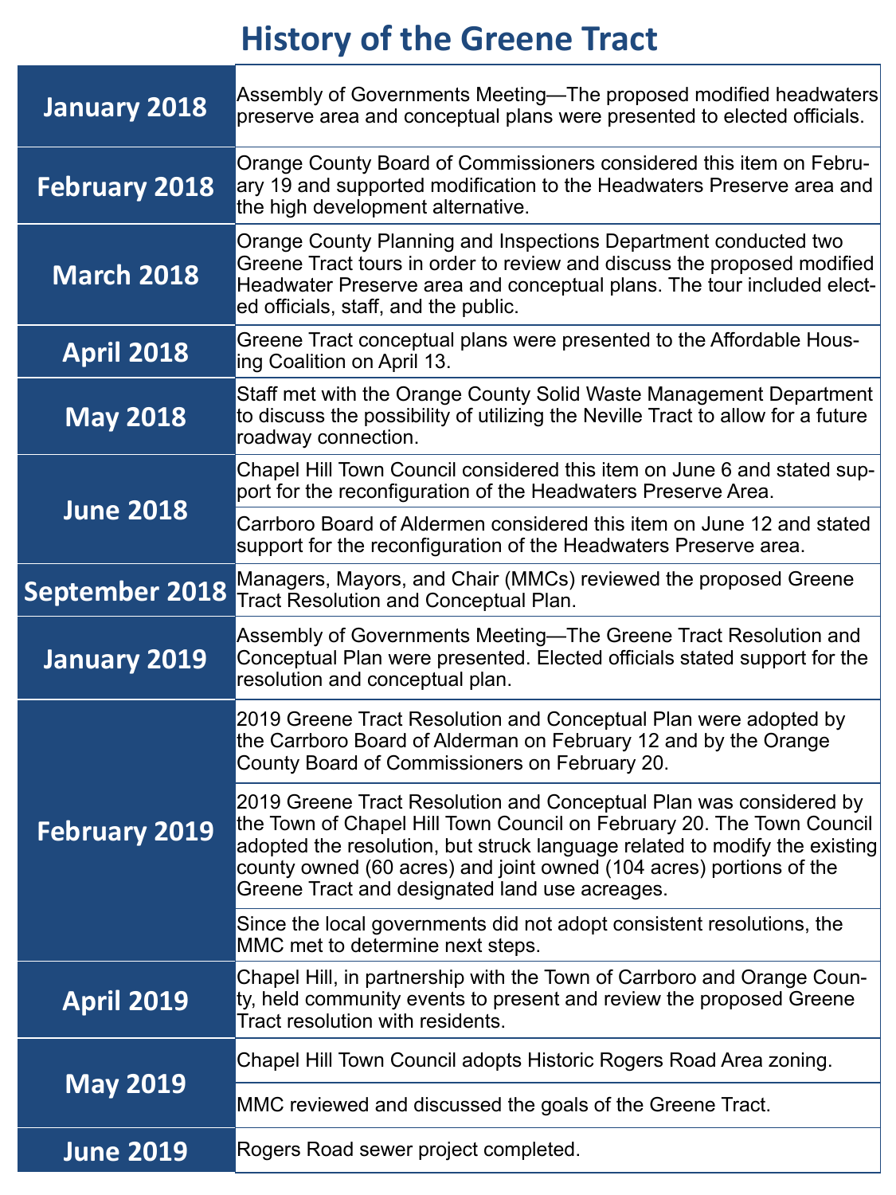# History of the Greene Tract

| Date | Event |
|---|---|
| January 2018 | Assembly of Governments Meeting—The proposed modified headwaters preserve area and conceptual plans were presented to elected officials. |
| February 2018 | Orange County Board of Commissioners considered this item on February 19 and supported modification to the Headwaters Preserve area and the high development alternative. |
| March 2018 | Orange County Planning and Inspections Department conducted two Greene Tract tours in order to review and discuss the proposed modified Headwater Preserve area and conceptual plans. The tour included elected officials, staff, and the public. |
| April 2018 | Greene Tract conceptual plans were presented to the Affordable Housing Coalition on April 13. |
| May 2018 | Staff met with the Orange County Solid Waste Management Department to discuss the possibility of utilizing the Neville Tract to allow for a future roadway connection. |
| June 2018 | Chapel Hill Town Council considered this item on June 6 and stated support for the reconfiguration of the Headwaters Preserve Area. |
| | Carrboro Board of Aldermen considered this item on June 12 and stated support for the reconfiguration of the Headwaters Preserve area. |
| September 2018 | Managers, Mayors, and Chair (MMCs) reviewed the proposed Greene Tract Resolution and Conceptual Plan. |
| January 2019 | Assembly of Governments Meeting—The Greene Tract Resolution and Conceptual Plan were presented. Elected officials stated support for the resolution and conceptual plan. |
| February 2019 | 2019 Greene Tract Resolution and Conceptual Plan were adopted by the Carrboro Board of Alderman on February 12 and by the Orange County Board of Commissioners on February 20. |
| | 2019 Greene Tract Resolution and Conceptual Plan was considered by the Town of Chapel Hill Town Council on February 20. The Town Council adopted the resolution, but struck language related to modify the existing county owned (60 acres) and joint owned (104 acres) portions of the Greene Tract and designated land use acreages. |
| | Since the local governments did not adopt consistent resolutions, the MMC met to determine next steps. |
| April 2019 | Chapel Hill, in partnership with the Town of Carrboro and Orange County, held community events to present and review the proposed Greene Tract resolution with residents. |
| May 2019 | Chapel Hill Town Council adopts Historic Rogers Road Area zoning. |
| | MMC reviewed and discussed the goals of the Greene Tract. |
| June 2019 | Rogers Road sewer project completed. |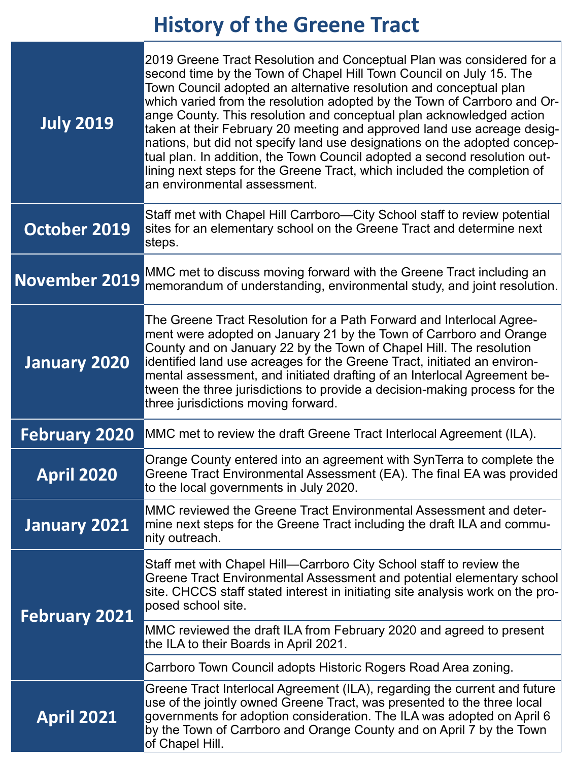# History of the Greene Tract

| | |
|---|---|
| **July 2019** | 2019 Greene Tract Resolution and Conceptual Plan was considered for a second time by the Town of Chapel Hill Town Council on July 15. The Town Council adopted an alternative resolution and conceptual plan which varied from the resolution adopted by the Town of Carrboro and Orange County. This resolution and conceptual plan acknowledged action taken at their February 20 meeting and approved land use acreage designations, but did not specify land use designations on the adopted conceptual plan. In addition, the Town Council adopted a second resolution outlining next steps for the Greene Tract, which included the completion of an environmental assessment. |
| **October 2019** | Staff met with Chapel Hill Carrboro—City School staff to review potential sites for an elementary school on the Greene Tract and determine next steps. |
| **November 2019** | MMC met to discuss moving forward with the Greene Tract including an memorandum of understanding, environmental study, and joint resolution. |
| **January 2020** | The Greene Tract Resolution for a Path Forward and Interlocal Agreement were adopted on January 21 by the Town of Carrboro and Orange County and on January 22 by the Town of Chapel Hill. The resolution identified land use acreages for the Greene Tract, initiated an environmental assessment, and initiated drafting of an Interlocal Agreement between the three jurisdictions to provide a decision-making process for the three jurisdictions moving forward. |
| **February 2020** | MMC met to review the draft Greene Tract Interlocal Agreement (ILA). |
| **April 2020** | Orange County entered into an agreement with SynTerra to complete the Greene Tract Environmental Assessment (EA). The final EA was provided to the local governments in July 2020. |
| **January 2021** | MMC reviewed the Greene Tract Environmental Assessment and determine next steps for the Greene Tract including the draft ILA and community outreach. |
| **February 2021** | Staff met with Chapel Hill—Carrboro City School staff to review the Greene Tract Environmental Assessment and potential elementary school site. CHCCS staff stated interest in initiating site analysis work on the proposed school site. |
| | MMC reviewed the draft ILA from February 2020 and agreed to present the ILA to their Boards in April 2021. |
| | Carrboro Town Council adopts Historic Rogers Road Area zoning. |
| **April 2021** | Greene Tract Interlocal Agreement (ILA), regarding the current and future use of the jointly owned Greene Tract, was presented to the three local governments for adoption consideration. The ILA was adopted on April 6 by the Town of Carrboro and Orange County and on April 7 by the Town of Chapel Hill. |